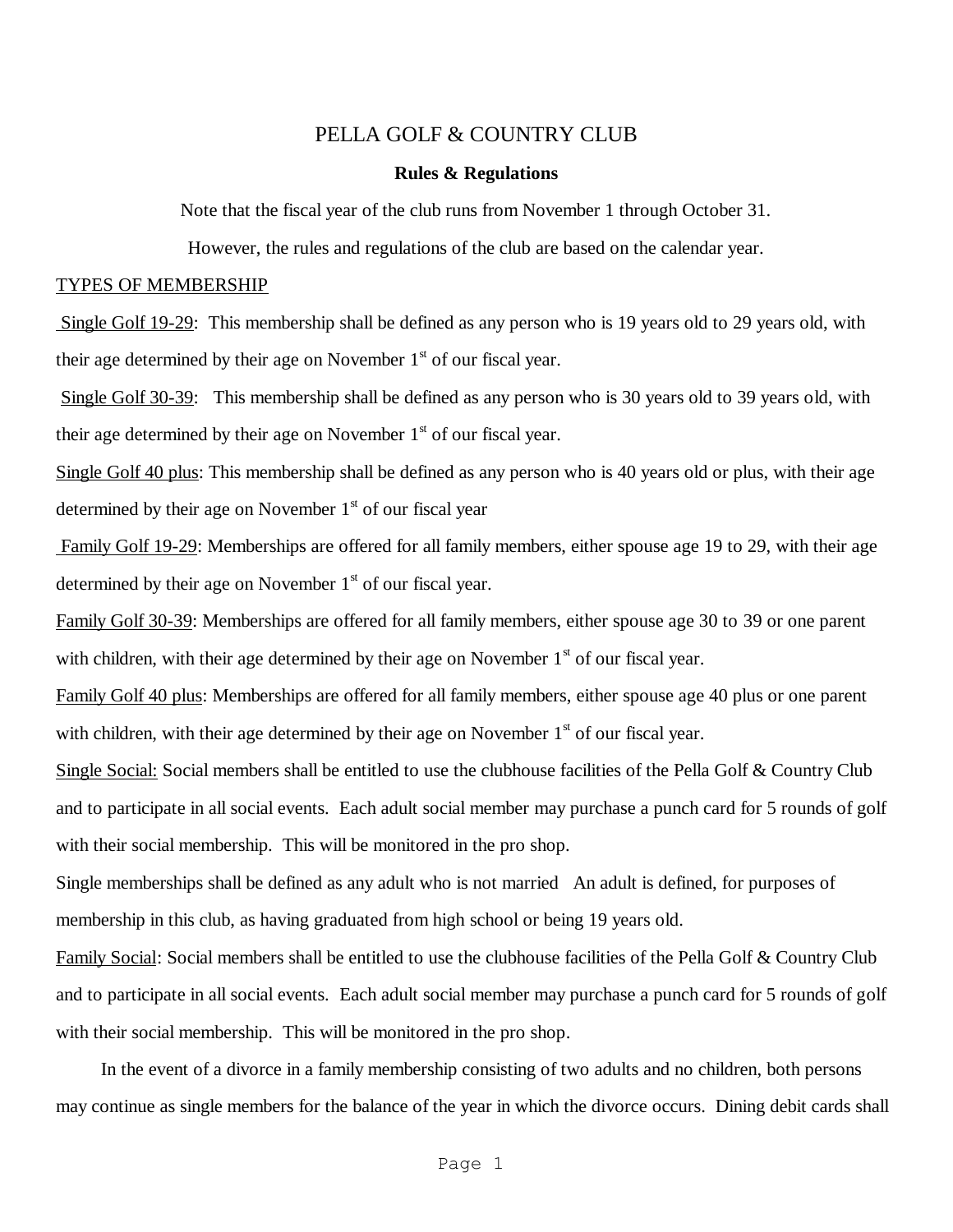# PELLA GOLF & COUNTRY CLUB

**Rules & Regulations**

Note that the fiscal year of the club runs from November 1 through October 31.

However, the rules and regulations of the club are based on the calendar year.

TYPES OF MEMBERSHIP

Single Golf 19-29: This membership shall be defined as any person who is 19 years old to 29 years old, with their age determined by their age on November 1st of our fiscal year.

Single Golf 30-39: This membership shall be defined as any person who is 30 years old to 39 years old, with their age determined by their age on November 1st of our fiscal year.

Single Golf 40 plus: This membership shall be defined as any person who is 40 years old or plus, with their age determined by their age on November 1st of our fiscal year

Family Golf 19-29: Memberships are offered for all family members, either spouse age 19 to 29, with their age determined by their age on November 1st of our fiscal year.

Family Golf 30-39: Memberships are offered for all family members, either spouse age 30 to 39 or one parent with children, with their age determined by their age on November 1st of our fiscal year.

Family Golf 40 plus: Memberships are offered for all family members, either spouse age 40 plus or one parent with children, with their age determined by their age on November 1st of our fiscal year.

Single Social: Social members shall be entitled to use the clubhouse facilities of the Pella Golf & Country Club and to participate in all social events. Each adult social member may purchase a punch card for 5 rounds of golf with their social membership. This will be monitored in the pro shop.

Single memberships shall be defined as any adult who is not married An adult is defined, for purposes of membership in this club, as having graduated from high school or being 19 years old.

Family Social: Social members shall be entitled to use the clubhouse facilities of the Pella Golf & Country Club and to participate in all social events. Each adult social member may purchase a punch card for 5 rounds of golf with their social membership. This will be monitored in the pro shop.

In the event of a divorce in a family membership consisting of two adults and no children, both persons may continue as single members for the balance of the year in which the divorce occurs. Dining debit cards shall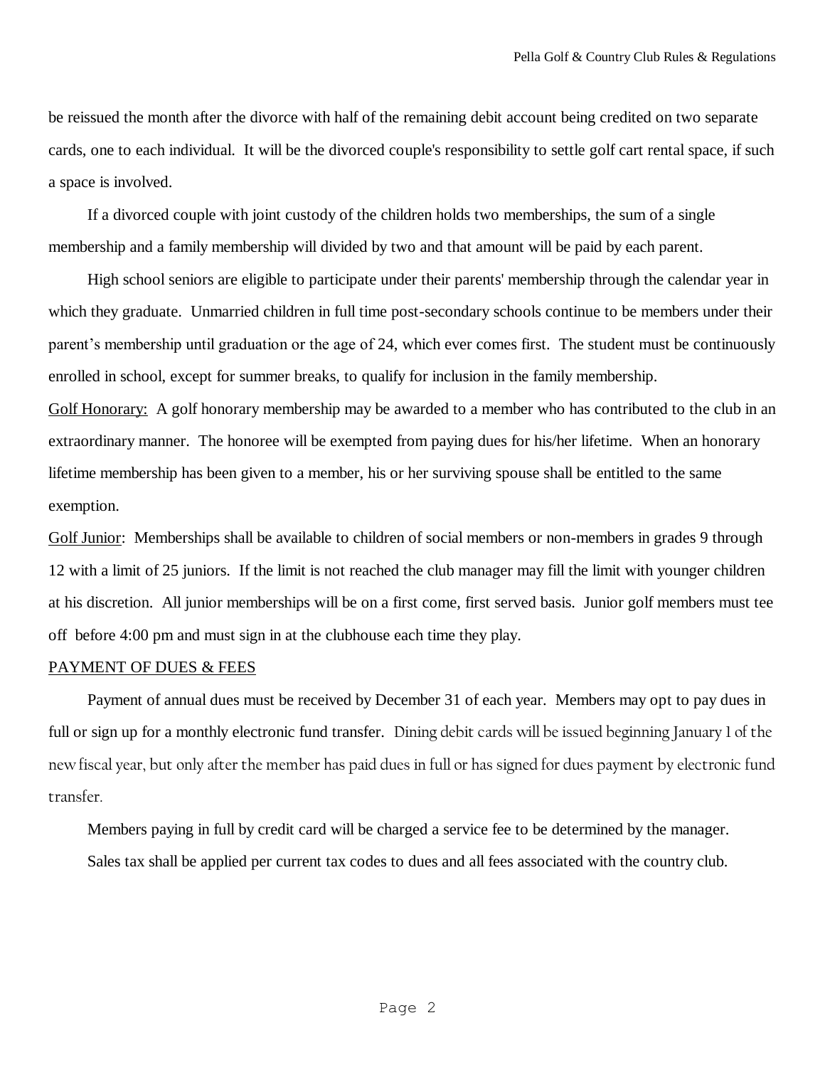be reissued the month after the divorce with half of the remaining debit account being credited on two separate cards, one to each individual. It will be the divorced couple's responsibility to settle golf cart rental space, if such a space is involved.

If a divorced couple with joint custody of the children holds two memberships, the sum of a single membership and a family membership will divided by two and that amount will be paid by each parent.

High school seniors are eligible to participate under their parents' membership through the calendar year in which they graduate. Unmarried children in full time post-secondary schools continue to be members under their parent's membership until graduation or the age of 24, which ever comes first. The student must be continuously enrolled in school, except for summer breaks, to qualify for inclusion in the family membership.

<u>Golf Honorary:</u> A golf honorary membership may be awarded to a member who has contributed to the club in an extraordinary manner. The honoree will be exempted from paying dues for his/her lifetime. When an honorary lifetime membership has been given to a member, his or her surviving spouse shall be entitled to the same exemption.

<u>Golf Junior</u>: Memberships shall be available to children of social members or non-members in grades 9 through 12 with a limit of 25 juniors. If the limit is not reached the club manager may fill the limit with younger children at his discretion. All junior memberships will be on a first come, first served basis. Junior golf members must tee off before 4:00 pm and must sign in at the clubhouse each time they play.

## <u>PAYMENT OF DUES & FEES</u>

Payment of annual dues must be received by December 31 of each year. Members may opt to pay dues in full or sign up for a monthly electronic fund transfer. Dining debit cards will be issued beginning January 1 of the new fiscal year, but only after the member has paid dues in full or has signed for dues payment by electronic fund transfer.

Members paying in full by credit card will be charged a service fee to be determined by the manager.

Sales tax shall be applied per current tax codes to dues and all fees associated with the country club.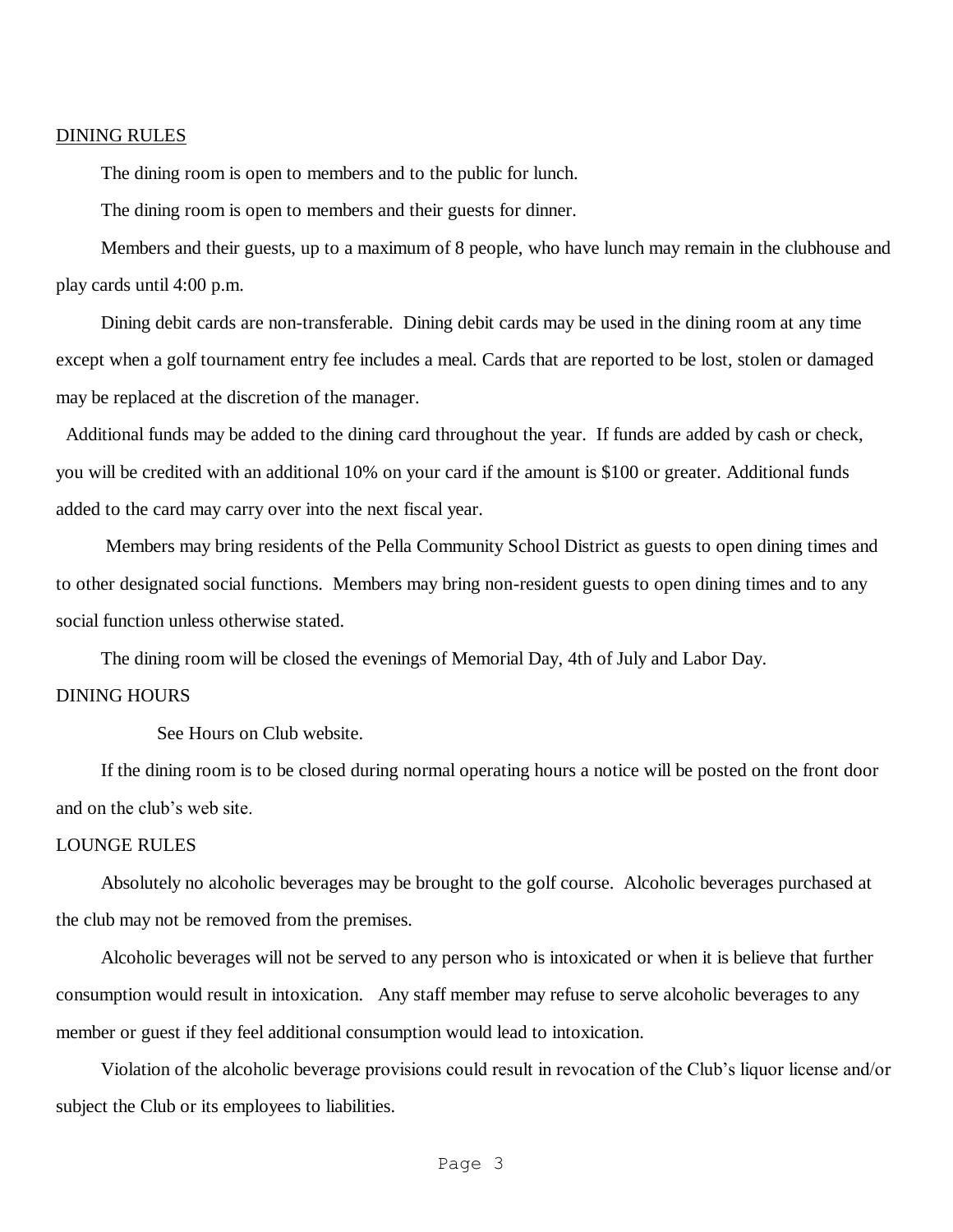<u>DINING RULES</u>

The dining room is open to members and to the public for lunch.

The dining room is open to members and their guests for dinner.

Members and their guests, up to a maximum of 8 people, who have lunch may remain in the clubhouse and play cards until 4:00 p.m.

Dining debit cards are non-transferable. Dining debit cards may be used in the dining room at any time except when a golf tournament entry fee includes a meal. Cards that are reported to be lost, stolen or damaged may be replaced at the discretion of the manager.

Additional funds may be added to the dining card throughout the year. If funds are added by cash or check, you will be credited with an additional 10% on your card if the amount is $100 or greater. Additional funds added to the card may carry over into the next fiscal year.

Members may bring residents of the Pella Community School District as guests to open dining times and to other designated social functions. Members may bring non-resident guests to open dining times and to any social function unless otherwise stated.

The dining room will be closed the evenings of Memorial Day, 4th of July and Labor Day.

DINING HOURS

See Hours on Club website.

If the dining room is to be closed during normal operating hours a notice will be posted on the front door and on the club's web site.

LOUNGE RULES

Absolutely no alcoholic beverages may be brought to the golf course. Alcoholic beverages purchased at the club may not be removed from the premises.

Alcoholic beverages will not be served to any person who is intoxicated or when it is believe that further consumption would result in intoxication. Any staff member may refuse to serve alcoholic beverages to any member or guest if they feel additional consumption would lead to intoxication.

Violation of the alcoholic beverage provisions could result in revocation of the Club's liquor license and/or subject the Club or its employees to liabilities.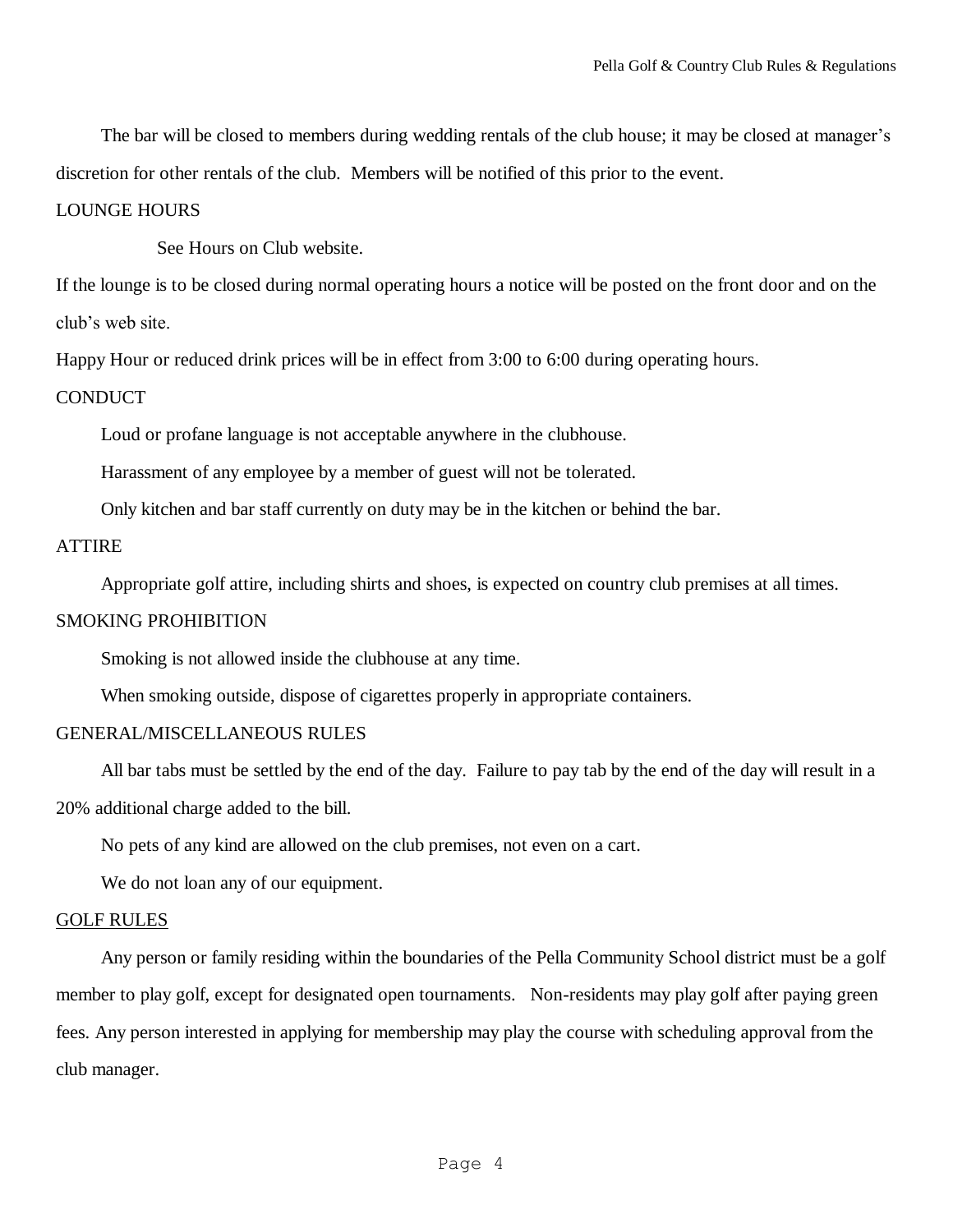The bar will be closed to members during wedding rentals of the club house; it may be closed at manager's discretion for other rentals of the club. Members will be notified of this prior to the event.

## LOUNGE HOURS

See Hours on Club website.

If the lounge is to be closed during normal operating hours a notice will be posted on the front door and on the club's web site.

Happy Hour or reduced drink prices will be in effect from 3:00 to 6:00 during operating hours.

## CONDUCT

Loud or profane language is not acceptable anywhere in the clubhouse.

Harassment of any employee by a member of guest will not be tolerated.

Only kitchen and bar staff currently on duty may be in the kitchen or behind the bar.

## ATTIRE

Appropriate golf attire, including shirts and shoes, is expected on country club premises at all times.

## SMOKING PROHIBITION

Smoking is not allowed inside the clubhouse at any time.

When smoking outside, dispose of cigarettes properly in appropriate containers.

## GENERAL/MISCELLANEOUS RULES

All bar tabs must be settled by the end of the day. Failure to pay tab by the end of the day will result in a 20% additional charge added to the bill.

No pets of any kind are allowed on the club premises, not even on a cart.

We do not loan any of our equipment.

## GOLF RULES

Any person or family residing within the boundaries of the Pella Community School district must be a golf member to play golf, except for designated open tournaments. Non-residents may play golf after paying green fees. Any person interested in applying for membership may play the course with scheduling approval from the club manager.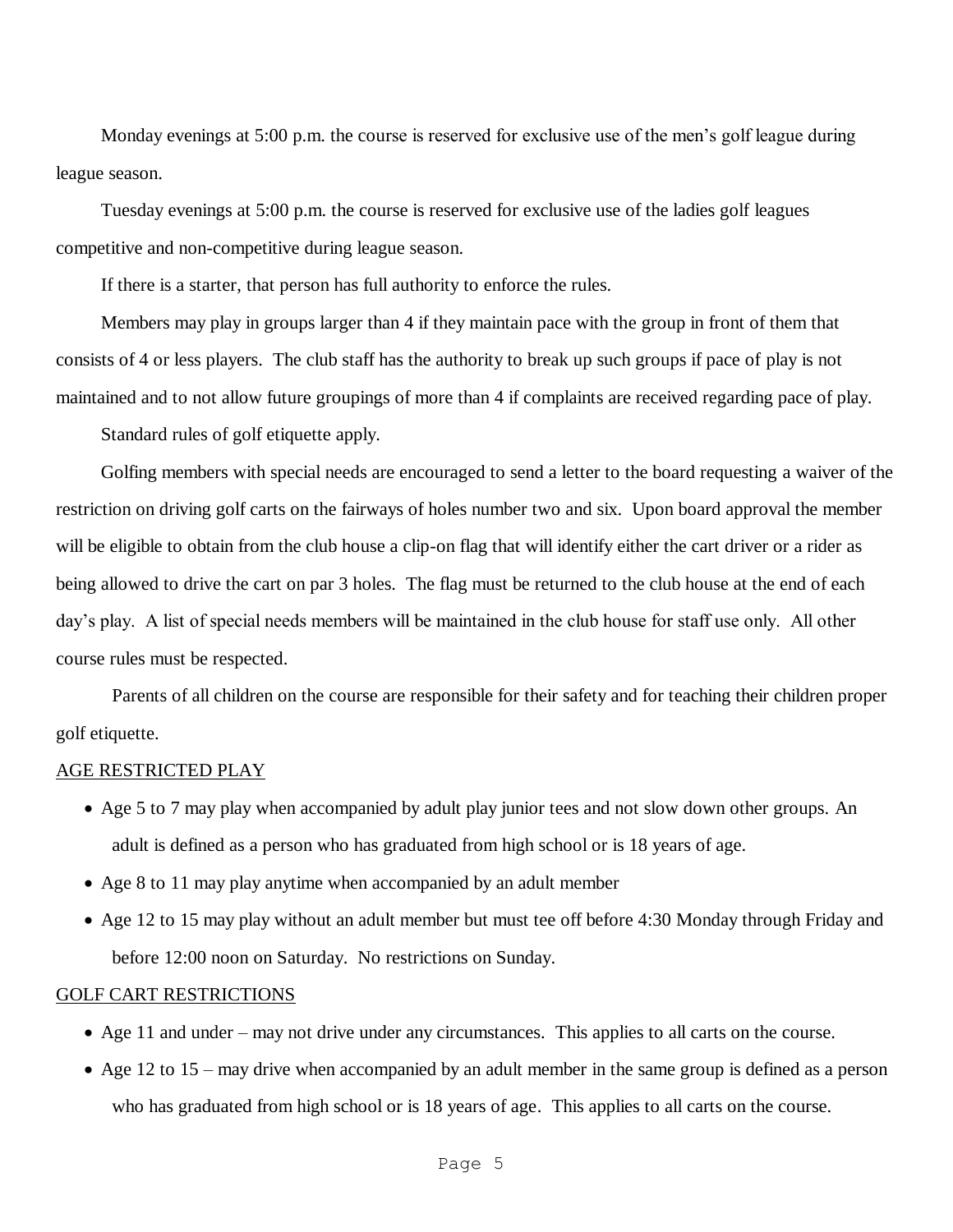Monday evenings at 5:00 p.m. the course is reserved for exclusive use of the men's golf league during league season.

Tuesday evenings at 5:00 p.m. the course is reserved for exclusive use of the ladies golf leagues competitive and non-competitive during league season.

If there is a starter, that person has full authority to enforce the rules.

Members may play in groups larger than 4 if they maintain pace with the group in front of them that consists of 4 or less players. The club staff has the authority to break up such groups if pace of play is not maintained and to not allow future groupings of more than 4 if complaints are received regarding pace of play.

Standard rules of golf etiquette apply.

Golfing members with special needs are encouraged to send a letter to the board requesting a waiver of the restriction on driving golf carts on the fairways of holes number two and six. Upon board approval the member will be eligible to obtain from the club house a clip-on flag that will identify either the cart driver or a rider as being allowed to drive the cart on par 3 holes. The flag must be returned to the club house at the end of each day's play. A list of special needs members will be maintained in the club house for staff use only. All other course rules must be respected.

Parents of all children on the course are responsible for their safety and for teaching their children proper golf etiquette.

AGE RESTRICTED PLAY

- Age 5 to 7 may play when accompanied by adult play junior tees and not slow down other groups. An adult is defined as a person who has graduated from high school or is 18 years of age.
- Age 8 to 11 may play anytime when accompanied by an adult member
- Age 12 to 15 may play without an adult member but must tee off before 4:30 Monday through Friday and before 12:00 noon on Saturday. No restrictions on Sunday.

GOLF CART RESTRICTIONS

- Age 11 and under – may not drive under any circumstances. This applies to all carts on the course.
- Age 12 to 15 – may drive when accompanied by an adult member in the same group is defined as a person who has graduated from high school or is 18 years of age. This applies to all carts on the course.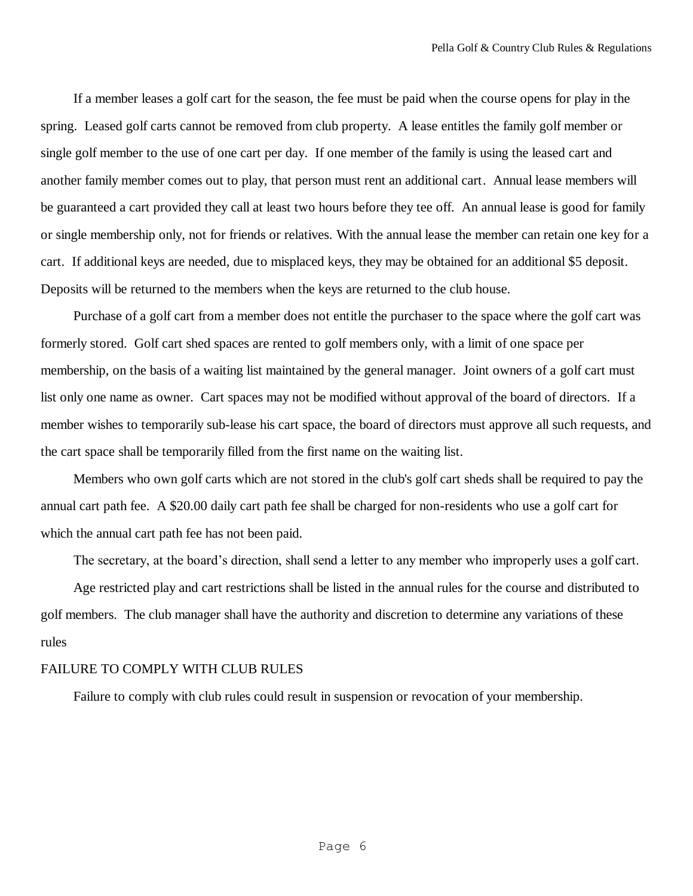If a member leases a golf cart for the season, the fee must be paid when the course opens for play in the spring. Leased golf carts cannot be removed from club property. A lease entitles the family golf member or single golf member to the use of one cart per day. If one member of the family is using the leased cart and another family member comes out to play, that person must rent an additional cart. Annual lease members will be guaranteed a cart provided they call at least two hours before they tee off. An annual lease is good for family or single membership only, not for friends or relatives. With the annual lease the member can retain one key for a cart. If additional keys are needed, due to misplaced keys, they may be obtained for an additional $5 deposit. Deposits will be returned to the members when the keys are returned to the club house.

Purchase of a golf cart from a member does not entitle the purchaser to the space where the golf cart was formerly stored. Golf cart shed spaces are rented to golf members only, with a limit of one space per membership, on the basis of a waiting list maintained by the general manager. Joint owners of a golf cart must list only one name as owner. Cart spaces may not be modified without approval of the board of directors. If a member wishes to temporarily sub-lease his cart space, the board of directors must approve all such requests, and the cart space shall be temporarily filled from the first name on the waiting list.

Members who own golf carts which are not stored in the club's golf cart sheds shall be required to pay the annual cart path fee. A $20.00 daily cart path fee shall be charged for non-residents who use a golf cart for which the annual cart path fee has not been paid.

The secretary, at the board's direction, shall send a letter to any member who improperly uses a golf cart.

Age restricted play and cart restrictions shall be listed in the annual rules for the course and distributed to golf members. The club manager shall have the authority and discretion to determine any variations of these rules

## FAILURE TO COMPLY WITH CLUB RULES

Failure to comply with club rules could result in suspension or revocation of your membership.